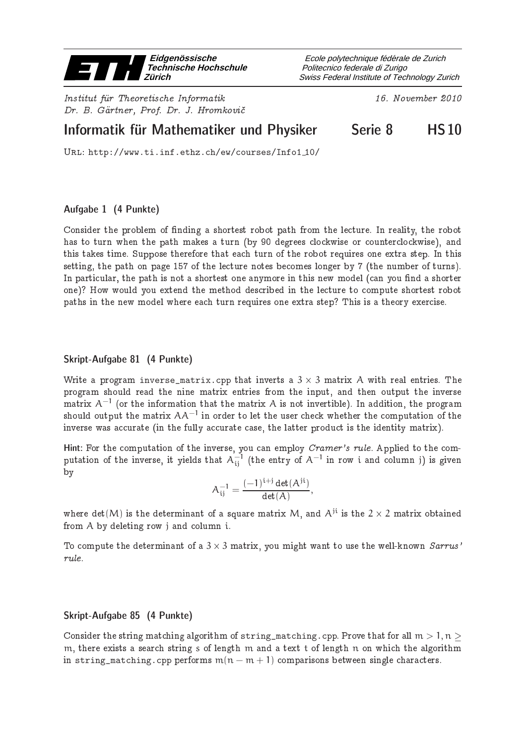Eidgenössische Technische Hochschule Zürich

Ecole polytechnique fédérale de Zurich
Politecnico federale di Zurigo
Swiss Federal Institute of Technology Zurich

*Institut für Theoretische Informatik*
*Dr. B. Gärtner, Prof. Dr. J. Hromkovič*

*16. November 2010*

# Informatik für Mathematiker und Physiker — Serie 8 — HS 10

URL: http://www.ti.inf.ethz.ch/ew/courses/Info1_10/

## Aufgabe 1 (4 Punkte)

Consider the problem of finding a shortest robot path from the lecture. In reality, the robot has to turn when the path makes a turn (by 90 degrees clockwise or counterclockwise), and this takes time. Suppose therefore that each turn of the robot requires one extra step. In this setting, the path on page 157 of the lecture notes becomes longer by 7 (the number of turns). In particular, the path is not a shortest one anymore in this new model (can you find a shorter one)? How would you extend the method described in the lecture to compute shortest robot paths in the new model where each turn requires one extra step? This is a theory exercise.

## Skript-Aufgabe 81 (4 Punkte)

Write a program `inverse_matrix.cpp` that inverts a $3 \times 3$ matrix $A$ with real entries. The program should read the nine matrix entries from the input, and then output the inverse matrix $A^{-1}$ (or the information that the matrix $A$ is not invertible). In addition, the program should output the matrix $AA^{-1}$ in order to let the user check whether the computation of the inverse was accurate (in the fully accurate case, the latter product is the identity matrix).

**Hint:** For the computation of the inverse, you can employ *Cramer's rule*. Applied to the computation of the inverse, it yields that $A^{-1}_{ij}$ (the entry of $A^{-1}$ in row $i$ and column $j$) is given by

$$A^{-1}_{ij} = \frac{(-1)^{i+j} \det(A^{ji})}{\det(A)},$$

where $\det(M)$ is the determinant of a square matrix $M$, and $A^{ji}$ is the $2 \times 2$ matrix obtained from $A$ by deleting row $j$ and column $i$.

To compute the determinant of a $3 \times 3$ matrix, you might want to use the well-known *Sarrus' rule*.

## Skript-Aufgabe 85 (4 Punkte)

Consider the string matching algorithm of `string_matching.cpp`. Prove that for all $m > 1, n \geq m$, there exists a search string $s$ of length $m$ and a text $t$ of length $n$ on which the algorithm in `string_matching.cpp` performs $m(n - m + 1)$ comparisons between single characters.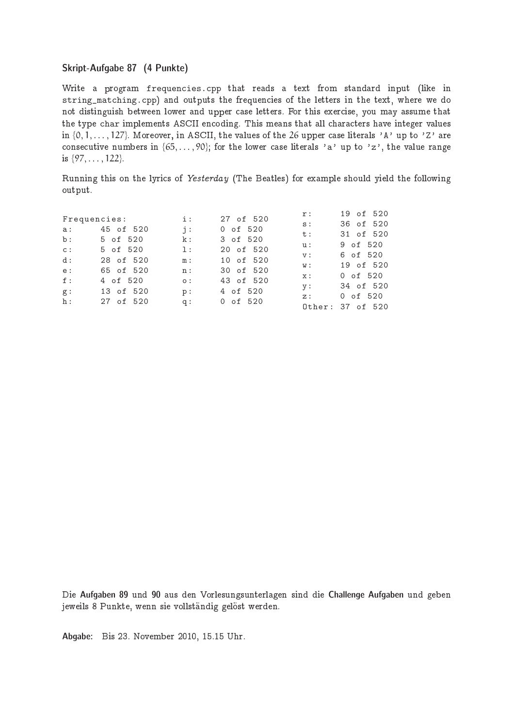### Skript-Aufgabe 87 (4 Punkte)

Write a program `frequencies.cpp` that reads a text from standard input (like in `string_matching.cpp`) and outputs the frequencies of the letters in the text, where we do not distinguish between lower and upper case letters. For this exercise, you may assume that the type `char` implements ASCII encoding. This means that all characters have integer values in $\{0, 1, \ldots, 127\}$. Moreover, in ASCII, the values of the 26 upper case literals `'A'` up to `'Z'` are consecutive numbers in $\{65, \ldots, 90\}$; for the lower case literals `'a'` up to `'z'`, the value range is $\{97, \ldots, 122\}$.

Running this on the lyrics of *Yesterday* (The Beatles) for example should yield the following output.

```
Frequencies:
a:      45 of 520
b:      5 of 520
c:      5 of 520
d:      28 of 520
e:      65 of 520
f:      4 of 520
g:      13 of 520
h:      27 of 520
i:      27 of 520
j:      0 of 520
k:      3 of 520
l:      20 of 520
m:      10 of 520
n:      30 of 520
o:      43 of 520
p:      4 of 520
q:      0 of 520
r:      19 of 520
s:      36 of 520
t:      31 of 520
u:      9 of 520
v:      6 of 520
w:      19 of 520
x:      0 of 520
y:      34 of 520
z:      0 of 520
Other: 37 of 520
```

Die **Aufgaben 89** und **90** aus den Vorlesungsunterlagen sind die **Challenge Aufgaben** und geben jeweils 8 Punkte, wenn sie vollständig gelöst werden.

**Abgabe:** Bis 23. November 2010, 15.15 Uhr.